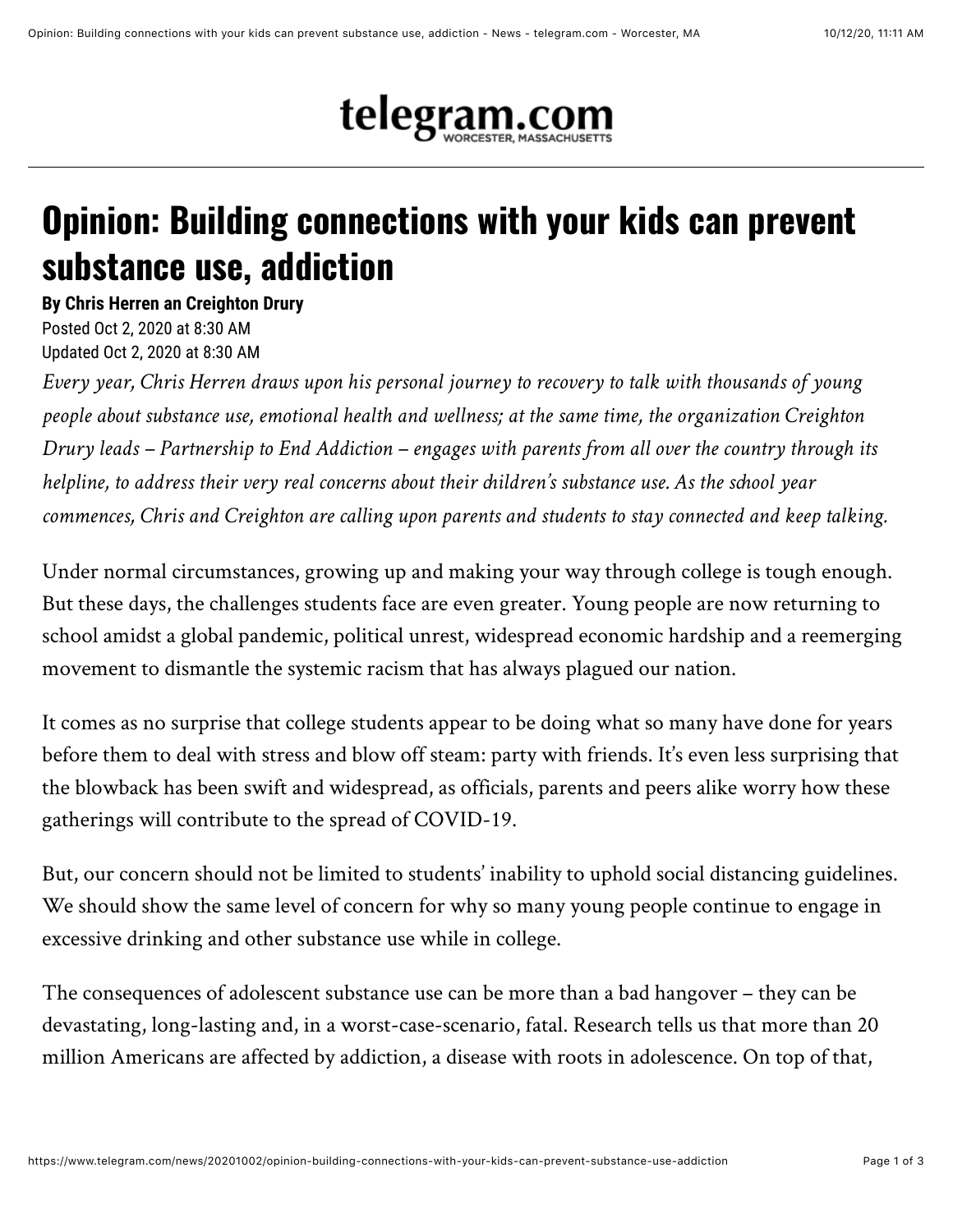# Opinion: Building connections with your kids can prevent substance use, addiction

**By Chris Herren an Creighton Drury**

Posted Oct 2, 2020 at 8:30 AM
Updated Oct 2, 2020 at 8:30 AM

*Every year, Chris Herren draws upon his personal journey to recovery to talk with thousands of young people about substance use, emotional health and wellness; at the same time, the organization Creighton Drury leads – Partnership to End Addiction – engages with parents from all over the country through its helpline, to address their very real concerns about their children's substance use. As the school year commences, Chris and Creighton are calling upon parents and students to stay connected and keep talking.*

Under normal circumstances, growing up and making your way through college is tough enough. But these days, the challenges students face are even greater. Young people are now returning to school amidst a global pandemic, political unrest, widespread economic hardship and a reemerging movement to dismantle the systemic racism that has always plagued our nation.

It comes as no surprise that college students appear to be doing what so many have done for years before them to deal with stress and blow off steam: party with friends. It's even less surprising that the blowback has been swift and widespread, as officials, parents and peers alike worry how these gatherings will contribute to the spread of COVID-19.

But, our concern should not be limited to students' inability to uphold social distancing guidelines. We should show the same level of concern for why so many young people continue to engage in excessive drinking and other substance use while in college.

The consequences of adolescent substance use can be more than a bad hangover – they can be devastating, long-lasting and, in a worst-case-scenario, fatal. Research tells us that more than 20 million Americans are affected by addiction, a disease with roots in adolescence. On top of that,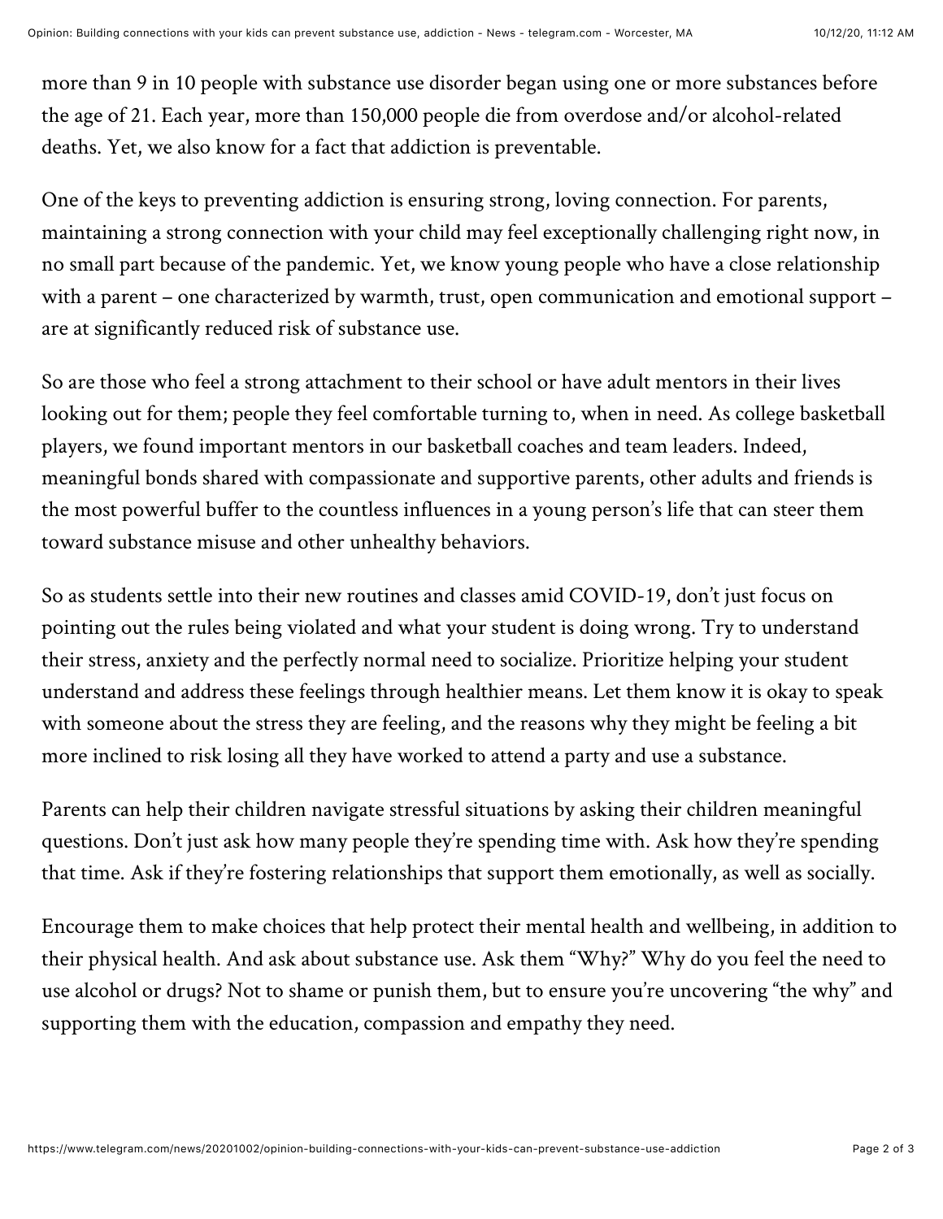more than 9 in 10 people with substance use disorder began using one or more substances before the age of 21. Each year, more than 150,000 people die from overdose and/or alcohol-related deaths. Yet, we also know for a fact that addiction is preventable.

One of the keys to preventing addiction is ensuring strong, loving connection. For parents, maintaining a strong connection with your child may feel exceptionally challenging right now, in no small part because of the pandemic. Yet, we know young people who have a close relationship with a parent – one characterized by warmth, trust, open communication and emotional support – are at significantly reduced risk of substance use.

So are those who feel a strong attachment to their school or have adult mentors in their lives looking out for them; people they feel comfortable turning to, when in need. As college basketball players, we found important mentors in our basketball coaches and team leaders. Indeed, meaningful bonds shared with compassionate and supportive parents, other adults and friends is the most powerful buffer to the countless influences in a young person's life that can steer them toward substance misuse and other unhealthy behaviors.

So as students settle into their new routines and classes amid COVID-19, don't just focus on pointing out the rules being violated and what your student is doing wrong. Try to understand their stress, anxiety and the perfectly normal need to socialize. Prioritize helping your student understand and address these feelings through healthier means. Let them know it is okay to speak with someone about the stress they are feeling, and the reasons why they might be feeling a bit more inclined to risk losing all they have worked to attend a party and use a substance.

Parents can help their children navigate stressful situations by asking their children meaningful questions. Don't just ask how many people they're spending time with. Ask how they're spending that time. Ask if they're fostering relationships that support them emotionally, as well as socially.

Encourage them to make choices that help protect their mental health and wellbeing, in addition to their physical health. And ask about substance use. Ask them "Why?" Why do you feel the need to use alcohol or drugs? Not to shame or punish them, but to ensure you're uncovering "the why" and supporting them with the education, compassion and empathy they need.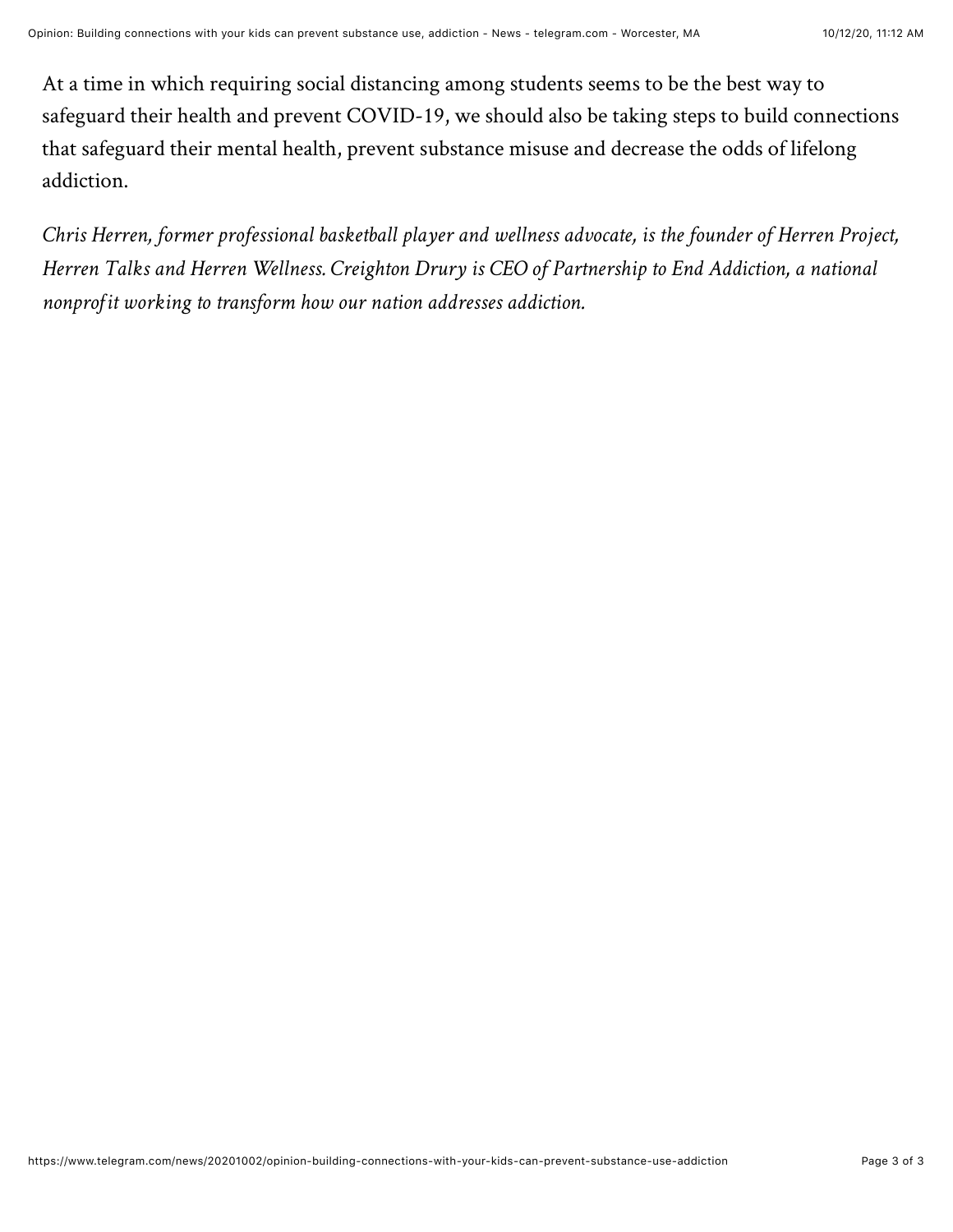At a time in which requiring social distancing among students seems to be the best way to safeguard their health and prevent COVID-19, we should also be taking steps to build connections that safeguard their mental health, prevent substance misuse and decrease the odds of lifelong addiction.

*Chris Herren, former professional basketball player and wellness advocate, is the founder of Herren Project, Herren Talks and Herren Wellness. Creighton Drury is CEO of Partnership to End Addiction, a national nonprofit working to transform how our nation addresses addiction.*